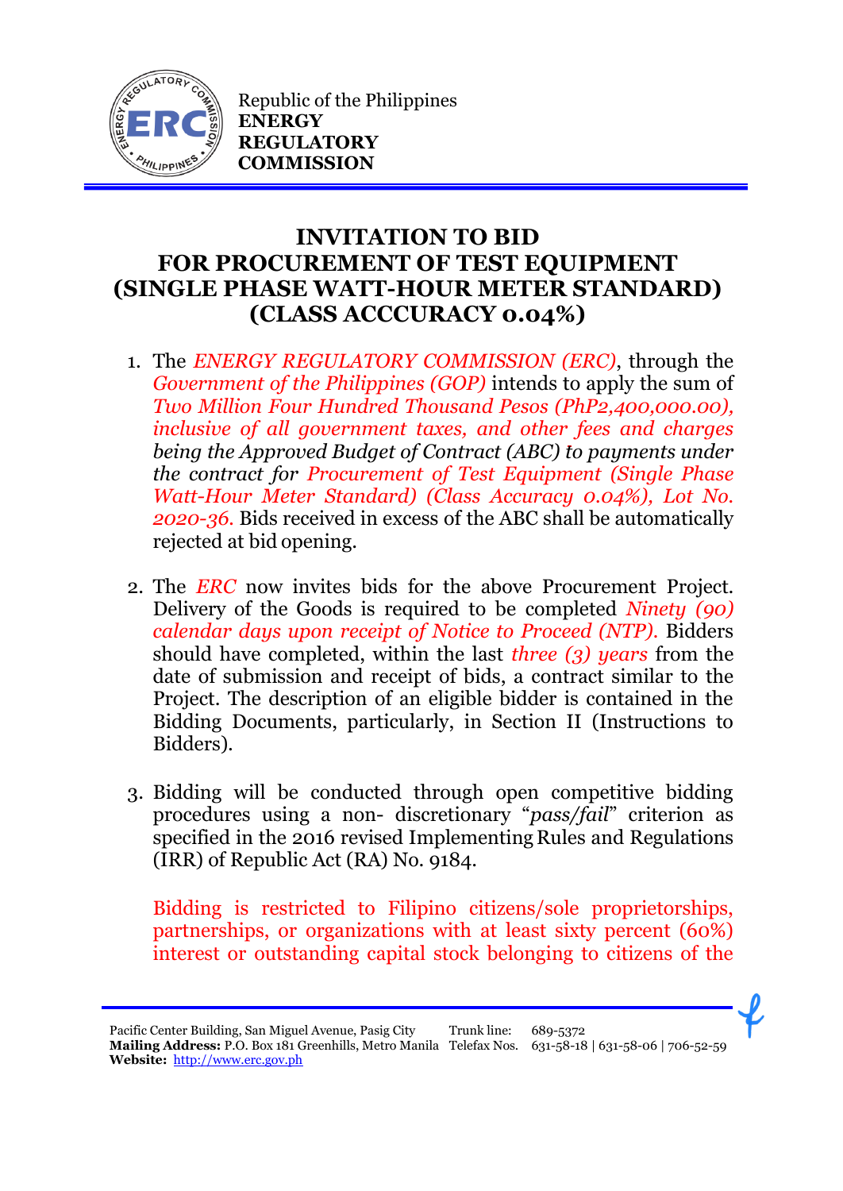Republic of the Philippines
**ENERGY REGULATORY COMMISSION**

# INVITATION TO BID FOR PROCUREMENT OF TEST EQUIPMENT (SINGLE PHASE WATT-HOUR METER STANDARD) (CLASS ACCCURACY 0.04%)

1. The *ENERGY REGULATORY COMMISSION (ERC)*, through the *Government of the Philippines (GOP)* intends to apply the sum of *Two Million Four Hundred Thousand Pesos (PhP2,400,000.00), inclusive of all government taxes, and other fees and charges being the Approved Budget of Contract (ABC) to payments under the contract for Procurement of Test Equipment (Single Phase Watt-Hour Meter Standard) (Class Accuracy 0.04%), Lot No. 2020-36.* Bids received in excess of the ABC shall be automatically rejected at bid opening.

2. The *ERC* now invites bids for the above Procurement Project. Delivery of the Goods is required to be completed *Ninety (90) calendar days upon receipt of Notice to Proceed (NTP).* Bidders should have completed, within the last *three (3) years* from the date of submission and receipt of bids, a contract similar to the Project. The description of an eligible bidder is contained in the Bidding Documents, particularly, in Section II (Instructions to Bidders).

3. Bidding will be conducted through open competitive bidding procedures using a non- discretionary "*pass/fail*" criterion as specified in the 2016 revised Implementing Rules and Regulations (IRR) of Republic Act (RA) No. 9184.

   Bidding is restricted to Filipino citizens/sole proprietorships, partnerships, or organizations with at least sixty percent (60%) interest or outstanding capital stock belonging to citizens of the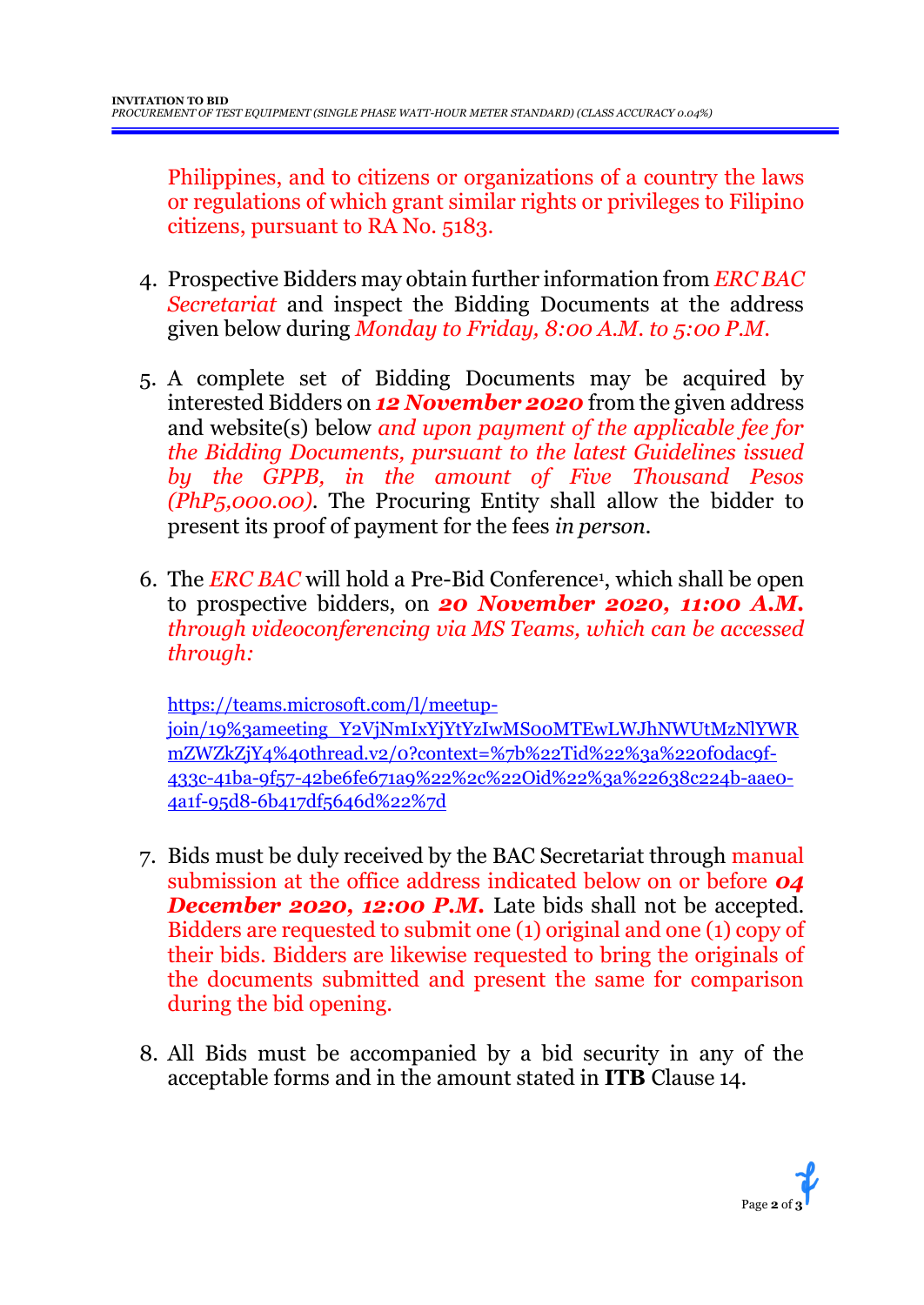Philippines, and to citizens or organizations of a country the laws or regulations of which grant similar rights or privileges to Filipino citizens, pursuant to RA No. 5183.

4. Prospective Bidders may obtain further information from *ERC BAC Secretariat* and inspect the Bidding Documents at the address given below during *Monday to Friday, 8:00 A.M. to 5:00 P.M.*

5. A complete set of Bidding Documents may be acquired by interested Bidders on ***12 November 2020*** from the given address and website(s) below *and upon payment of the applicable fee for the Bidding Documents, pursuant to the latest Guidelines issued by the GPPB, in the amount of Five Thousand Pesos (PhP5,000.00)*. The Procuring Entity shall allow the bidder to present its proof of payment for the fees *in person*.

6. The *ERC BAC* will hold a Pre-Bid Conference[1], which shall be open to prospective bidders, on ***20 November 2020, 11:00 A.M.*** *through videoconferencing via MS Teams, which can be accessed through:*

   https://teams.microsoft.com/l/meetup-join/19%3ameeting_Y2VjNmIxYjYtYzIwMS00MTEwLWJhNWUtMzNlYWRmZWZkZjY4%40thread.v2/0?context=%7b%22Tid%22%3a%220f0dac9f-433c-41ba-9f57-42be6fe671a9%22%2c%22Oid%22%3a%22638c224b-aae0-4a1f-95d8-6b417df5646d%22%7d

7. Bids must be duly received by the BAC Secretariat through manual submission at the office address indicated below on or before ***04 December 2020, 12:00 P.M.*** Late bids shall not be accepted. Bidders are requested to submit one (1) original and one (1) copy of their bids. Bidders are likewise requested to bring the originals of the documents submitted and present the same for comparison during the bid opening.

8. All Bids must be accompanied by a bid security in any of the acceptable forms and in the amount stated in **ITB** Clause 14.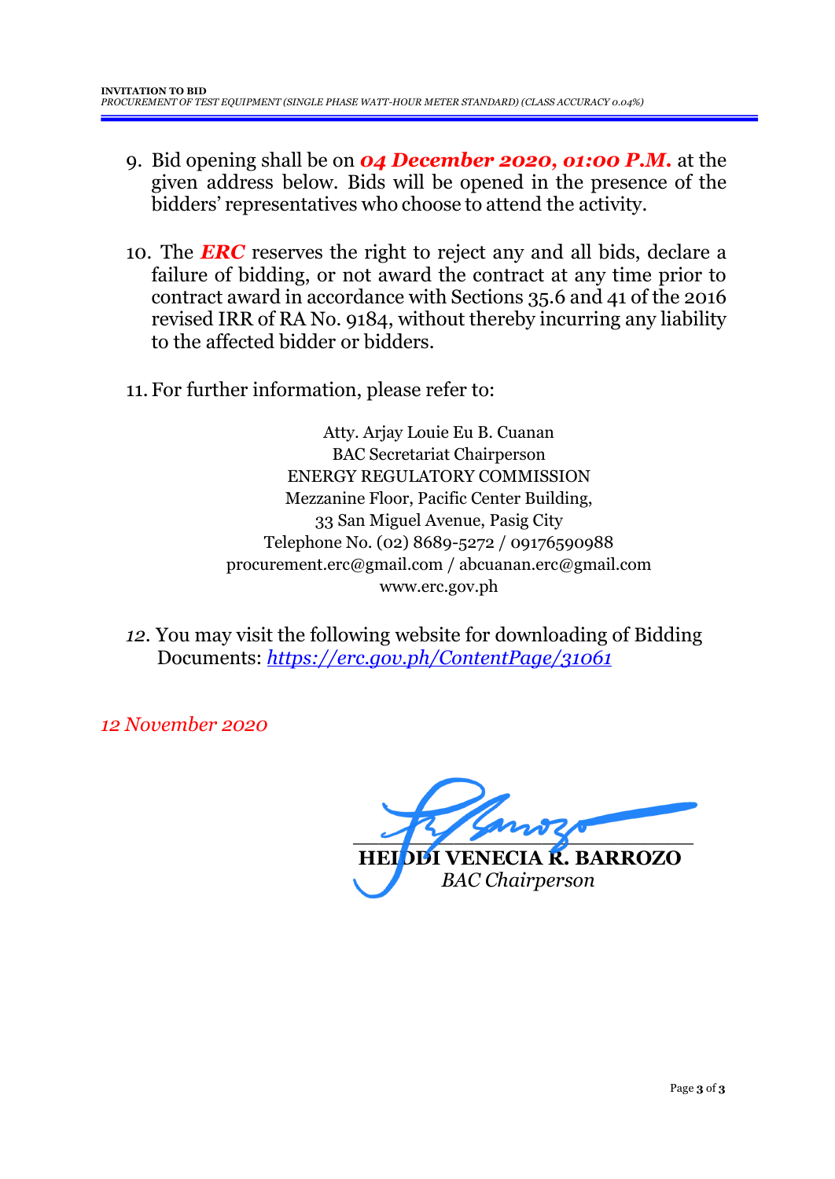9. Bid opening shall be on ***04 December 2020, 01:00 P.M.*** at the given address below. Bids will be opened in the presence of the bidders' representatives who choose to attend the activity.

10. The ***ERC*** reserves the right to reject any and all bids, declare a failure of bidding, or not award the contract at any time prior to contract award in accordance with Sections 35.6 and 41 of the 2016 revised IRR of RA No. 9184, without thereby incurring any liability to the affected bidder or bidders.

11. For further information, please refer to:

Atty. Arjay Louie Eu B. Cuanan
BAC Secretariat Chairperson
ENERGY REGULATORY COMMISSION
Mezzanine Floor, Pacific Center Building,
33 San Miguel Avenue, Pasig City
Telephone No. (02) 8689-5272 / 09176590988
procurement.erc@gmail.com / abcuanan.erc@gmail.com
www.erc.gov.ph

*12*. You may visit the following website for downloading of Bidding Documents: *https://erc.gov.ph/ContentPage/31061*

*12 November 2020*

**HEIDDI VENECIA R. BARROZO**
*BAC Chairperson*